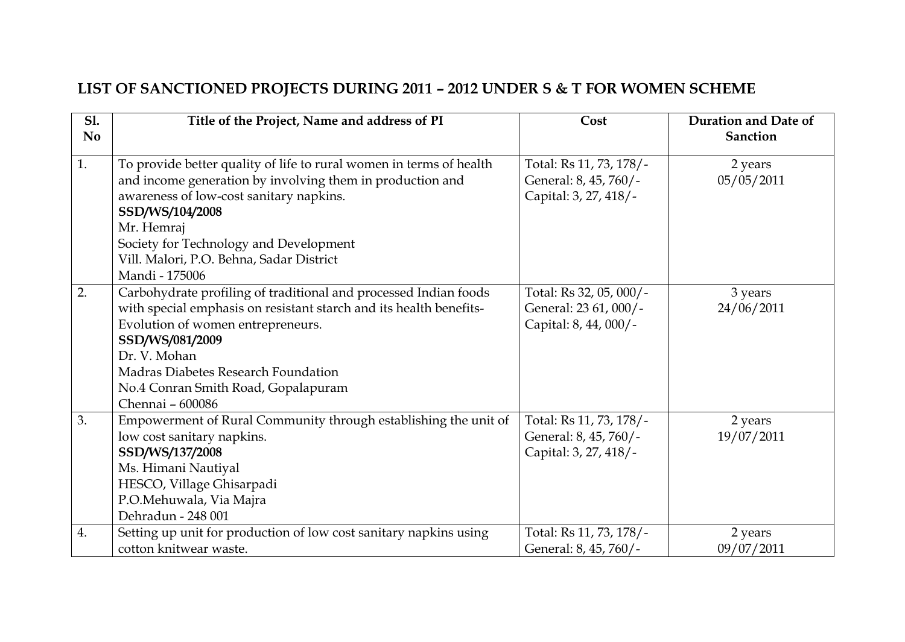# LIST OF SANCTIONED PROJECTS DURING 2011 – 2012 UNDER S & T FOR WOMEN SCHEME

| Sl. No | Title of the Project, Name and address of PI | Cost | Duration and Date of Sanction |
|---|---|---|---|
| 1. | To provide better quality of life to rural women in terms of health and income generation by involving them in production and awareness of low-cost sanitary napkins.<br>**SSD/WS/104/2008**<br>Mr. Hemraj<br>Society for Technology and Development<br>Vill. Malori, P.O. Behna, Sadar District<br>Mandi - 175006 | Total: Rs 11, 73, 178/-<br>General: 8, 45, 760/-<br>Capital: 3, 27, 418/- | 2 years<br>05/05/2011 |
| 2. | Carbohydrate profiling of traditional and processed Indian foods with special emphasis on resistant starch and its health benefits-Evolution of women entrepreneurs.<br>**SSD/WS/081/2009**<br>Dr. V. Mohan<br>Madras Diabetes Research Foundation<br>No.4 Conran Smith Road, Gopalapuram<br>Chennai – 600086 | Total: Rs 32, 05, 000/-<br>General: 23 61, 000/-<br>Capital: 8, 44, 000/- | 3 years<br>24/06/2011 |
| 3. | Empowerment of Rural Community through establishing the unit of low cost sanitary napkins.<br>**SSD/WS/137/2008**<br>Ms. Himani Nautiyal<br>HESCO, Village Ghisarpadi<br>P.O.Mehuwala, Via Majra<br>Dehradun - 248 001 | Total: Rs 11, 73, 178/-<br>General: 8, 45, 760/-<br>Capital: 3, 27, 418/- | 2 years<br>19/07/2011 |
| 4. | Setting up unit for production of low cost sanitary napkins using cotton knitwear waste. | Total: Rs 11, 73, 178/-<br>General: 8, 45, 760/- | 2 years<br>09/07/2011 |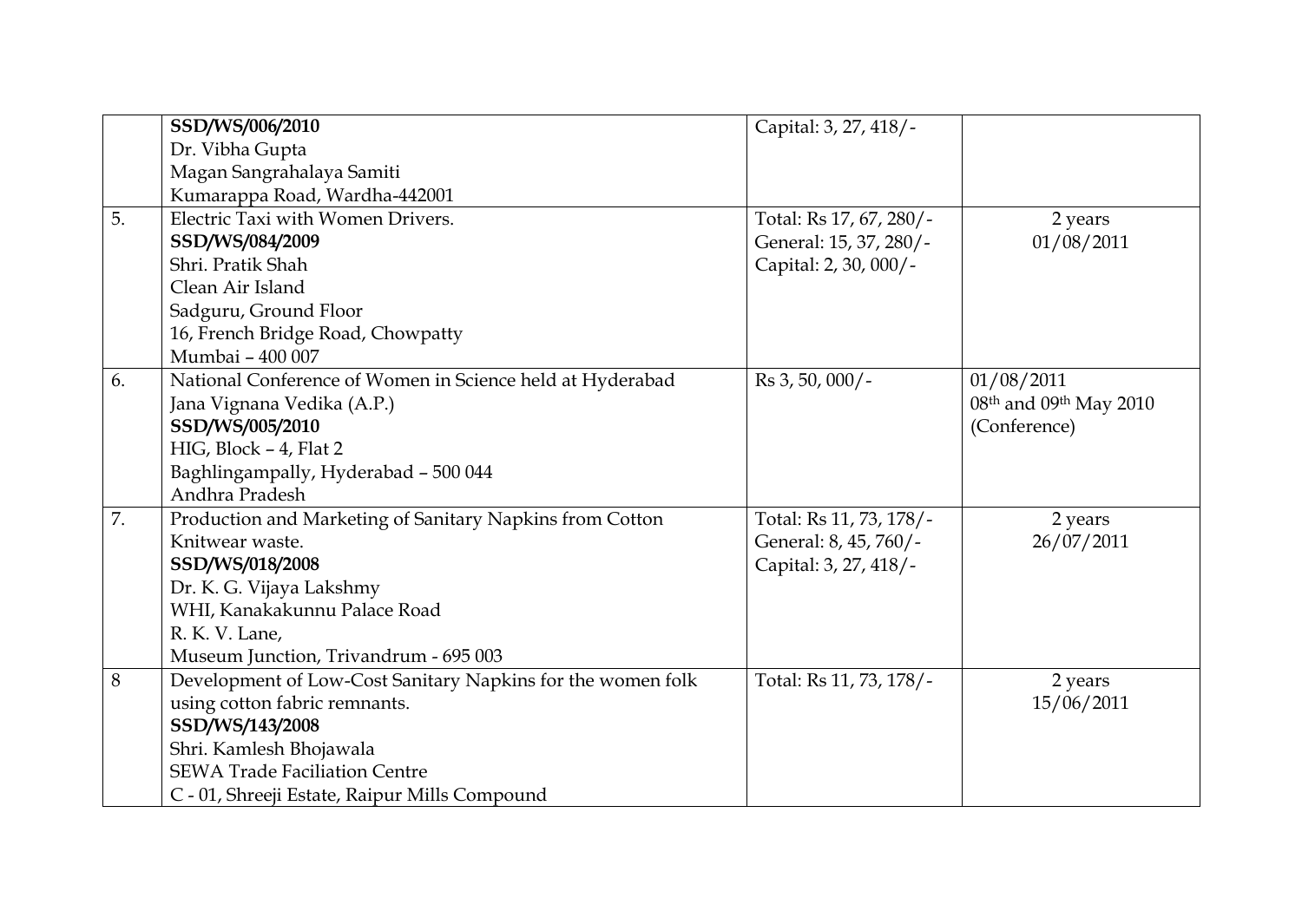| | | | |
|---|---|---|---|
| | **SSD/WS/006/2010**<br>Dr. Vibha Gupta<br>Magan Sangrahalaya Samiti<br>Kumarappa Road, Wardha-442001 | Capital: 3, 27, 418/- | |
| 5. | Electric Taxi with Women Drivers.<br>**SSD/WS/084/2009**<br>Shri. Pratik Shah<br>Clean Air Island<br>Sadguru, Ground Floor<br>16, French Bridge Road, Chowpatty<br>Mumbai – 400 007 | Total: Rs 17, 67, 280/-<br>General: 15, 37, 280/-<br>Capital: 2, 30, 000/- | 2 years<br>01/08/2011 |
| 6. | National Conference of Women in Science held at Hyderabad<br>Jana Vignana Vedika (A.P.)<br>**SSD/WS/005/2010**<br>HIG, Block – 4, Flat 2<br>Baghlingampally, Hyderabad – 500 044<br>Andhra Pradesh | Rs 3, 50, 000/- | 01/08/2011<br>08th and 09th May 2010<br>(Conference) |
| 7. | Production and Marketing of Sanitary Napkins from Cotton Knitwear waste.<br>**SSD/WS/018/2008**<br>Dr. K. G. Vijaya Lakshmy<br>WHI, Kanakakunnu Palace Road<br>R. K. V. Lane,<br>Museum Junction, Trivandrum - 695 003 | Total: Rs 11, 73, 178/-<br>General: 8, 45, 760/-<br>Capital: 3, 27, 418/- | 2 years<br>26/07/2011 |
| 8 | Development of Low-Cost Sanitary Napkins for the women folk using cotton fabric remnants.<br>**SSD/WS/143/2008**<br>Shri. Kamlesh Bhojawala<br>SEWA Trade Faciliation Centre<br>C - 01, Shreeji Estate, Raipur Mills Compound | Total: Rs 11, 73, 178/- | 2 years<br>15/06/2011 |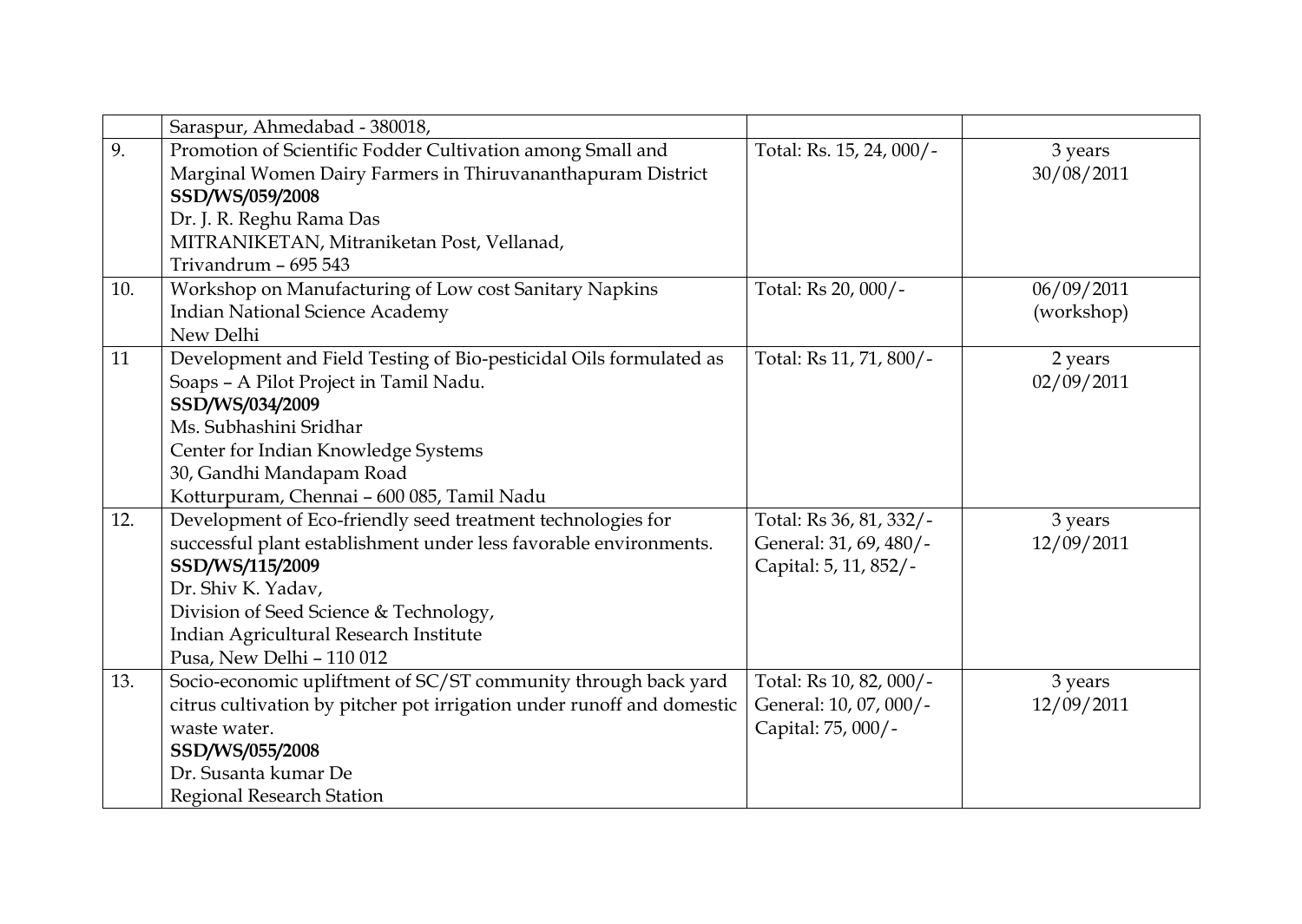| | | | |
|---|---|---|---|
| | Saraspur, Ahmedabad - 380018, | | |
| 9. | Promotion of Scientific Fodder Cultivation among Small and Marginal Women Dairy Farmers in Thiruvananthapuram District<br>**SSD/WS/059/2008**<br>Dr. J. R. Reghu Rama Das<br>MITRANIKETAN, Mitraniketan Post, Vellanad,<br>Trivandrum – 695 543 | Total: Rs. 15, 24, 000/- | 3 years<br>30/08/2011 |
| 10. | Workshop on Manufacturing of Low cost Sanitary Napkins<br>Indian National Science Academy<br>New Delhi | Total: Rs 20, 000/- | 06/09/2011<br>(workshop) |
| 11 | Development and Field Testing of Bio-pesticidal Oils formulated as Soaps – A Pilot Project in Tamil Nadu.<br>**SSD/WS/034/2009**<br>Ms. Subhashini Sridhar<br>Center for Indian Knowledge Systems<br>30, Gandhi Mandapam Road<br>Kotturpuram, Chennai – 600 085, Tamil Nadu | Total: Rs 11, 71, 800/- | 2 years<br>02/09/2011 |
| 12. | Development of Eco-friendly seed treatment technologies for successful plant establishment under less favorable environments.<br>**SSD/WS/115/2009**<br>Dr. Shiv K. Yadav,<br>Division of Seed Science & Technology,<br>Indian Agricultural Research Institute<br>Pusa, New Delhi – 110 012 | Total: Rs 36, 81, 332/-<br>General: 31, 69, 480/-<br>Capital: 5, 11, 852/- | 3 years<br>12/09/2011 |
| 13. | Socio-economic upliftment of SC/ST community through back yard citrus cultivation by pitcher pot irrigation under runoff and domestic waste water.<br>**SSD/WS/055/2008**<br>Dr. Susanta kumar De<br>Regional Research Station | Total: Rs 10, 82, 000/-<br>General: 10, 07, 000/-<br>Capital: 75, 000/- | 3 years<br>12/09/2011 |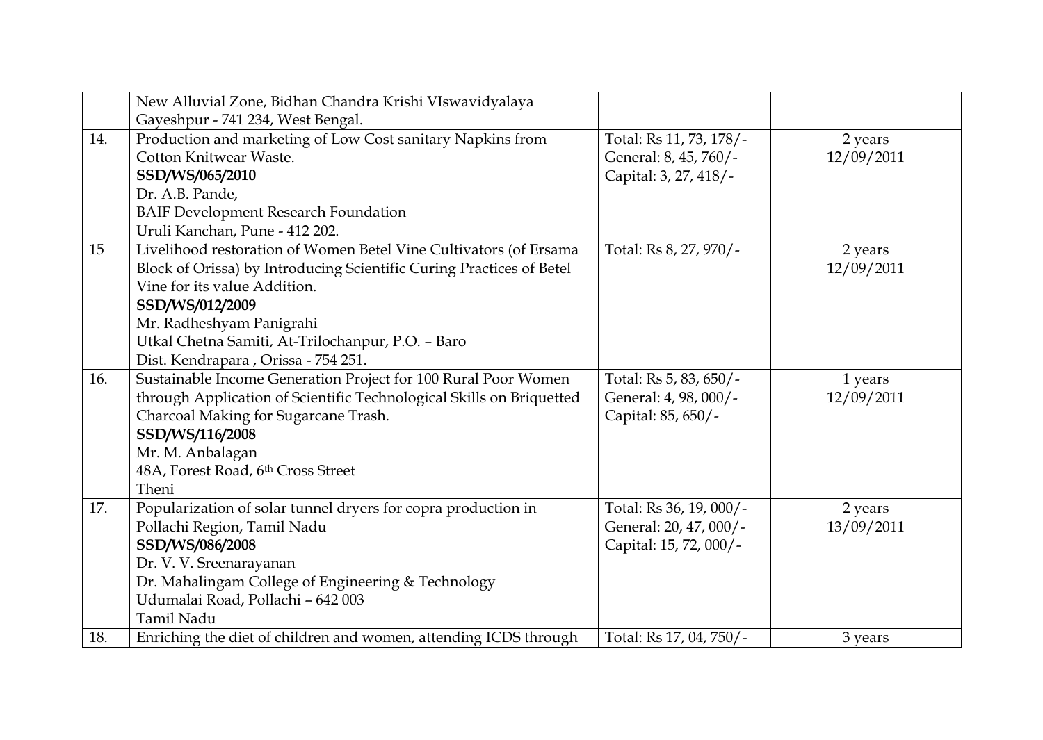|  |  |  |  |
|---|---|---|---|
|  | New Alluvial Zone, Bidhan Chandra Krishi VIswavidyalaya<br>Gayeshpur - 741 234, West Bengal. |  |  |
| 14. | Production and marketing of Low Cost sanitary Napkins from Cotton Knitwear Waste.<br>**SSD/WS/065/2010**<br>Dr. A.B. Pande,<br>BAIF Development Research Foundation<br>Uruli Kanchan, Pune - 412 202. | Total: Rs 11, 73, 178/-<br>General: 8, 45, 760/-<br>Capital: 3, 27, 418/- | 2 years<br>12/09/2011 |
| 15 | Livelihood restoration of Women Betel Vine Cultivators (of Ersama Block of Orissa) by Introducing Scientific Curing Practices of Betel Vine for its value Addition.<br>**SSD/WS/012/2009**<br>Mr. Radheshyam Panigrahi<br>Utkal Chetna Samiti, At-Trilochanpur, P.O. – Baro<br>Dist. Kendrapara , Orissa - 754 251. | Total: Rs 8, 27, 970/- | 2 years<br>12/09/2011 |
| 16. | Sustainable Income Generation Project for 100 Rural Poor Women through Application of Scientific Technological Skills on Briquetted Charcoal Making for Sugarcane Trash.<br>**SSD/WS/116/2008**<br>Mr. M. Anbalagan<br>48A, Forest Road, 6th Cross Street<br>Theni | Total: Rs 5, 83, 650/-<br>General: 4, 98, 000/-<br>Capital: 85, 650/- | 1 years<br>12/09/2011 |
| 17. | Popularization of solar tunnel dryers for copra production in Pollachi Region, Tamil Nadu<br>**SSD/WS/086/2008**<br>Dr. V. V. Sreenarayanan<br>Dr. Mahalingam College of Engineering & Technology<br>Udumalai Road, Pollachi – 642 003<br>Tamil Nadu | Total: Rs 36, 19, 000/-<br>General: 20, 47, 000/-<br>Capital: 15, 72, 000/- | 2 years<br>13/09/2011 |
| 18. | Enriching the diet of children and women, attending ICDS through | Total: Rs 17, 04, 750/- | 3 years |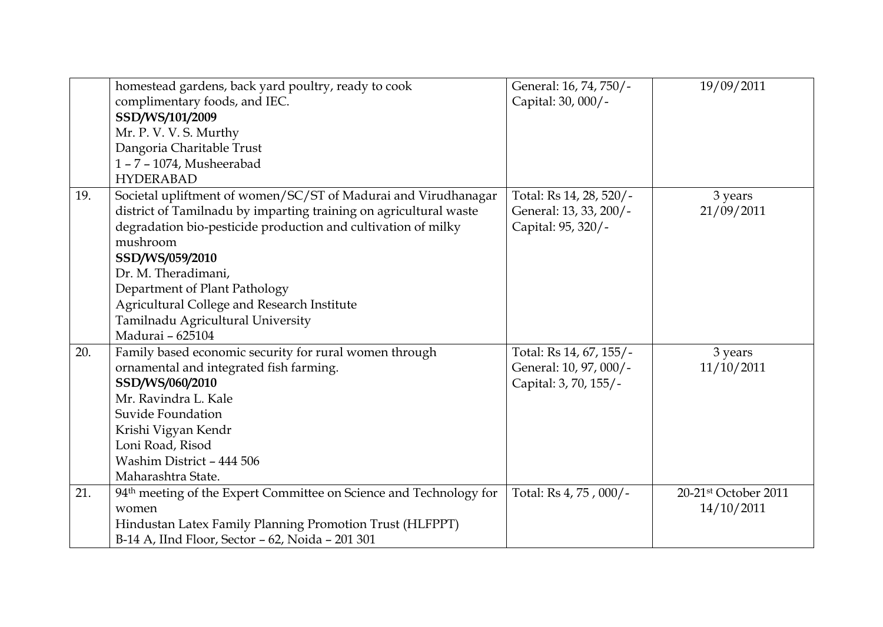| | | | |
|---|---|---|---|
| | homestead gardens, back yard poultry, ready to cook complimentary foods, and IEC.<br>**SSD/WS/101/2009**<br>Mr. P. V. V. S. Murthy<br>Dangoria Charitable Trust<br>1 – 7 – 1074, Musheerabad<br>HYDERABAD | General: 16, 74, 750/-<br>Capital: 30, 000/- | 19/09/2011 |
| 19. | Societal upliftment of women/SC/ST of Madurai and Virudhanagar district of Tamilnadu by imparting training on agricultural waste degradation bio-pesticide production and cultivation of milky mushroom<br>**SSD/WS/059/2010**<br>Dr. M. Theradimani,<br>Department of Plant Pathology<br>Agricultural College and Research Institute<br>Tamilnadu Agricultural University<br>Madurai – 625104 | Total: Rs 14, 28, 520/-<br>General: 13, 33, 200/-<br>Capital: 95, 320/- | 3 years<br>21/09/2011 |
| 20. | Family based economic security for rural women through ornamental and integrated fish farming.<br>**SSD/WS/060/2010**<br>Mr. Ravindra L. Kale<br>Suvide Foundation<br>Krishi Vigyan Kendr<br>Loni Road, Risod<br>Washim District – 444 506<br>Maharashtra State. | Total: Rs 14, 67, 155/-<br>General: 10, 97, 000/-<br>Capital: 3, 70, 155/- | 3 years<br>11/10/2011 |
| 21. | 94th meeting of the Expert Committee on Science and Technology for women<br>Hindustan Latex Family Planning Promotion Trust (HLFPPT)<br>B-14 A, IInd Floor, Sector – 62, Noida – 201 301 | Total: Rs 4, 75 , 000/- | 20-21st October 2011<br>14/10/2011 |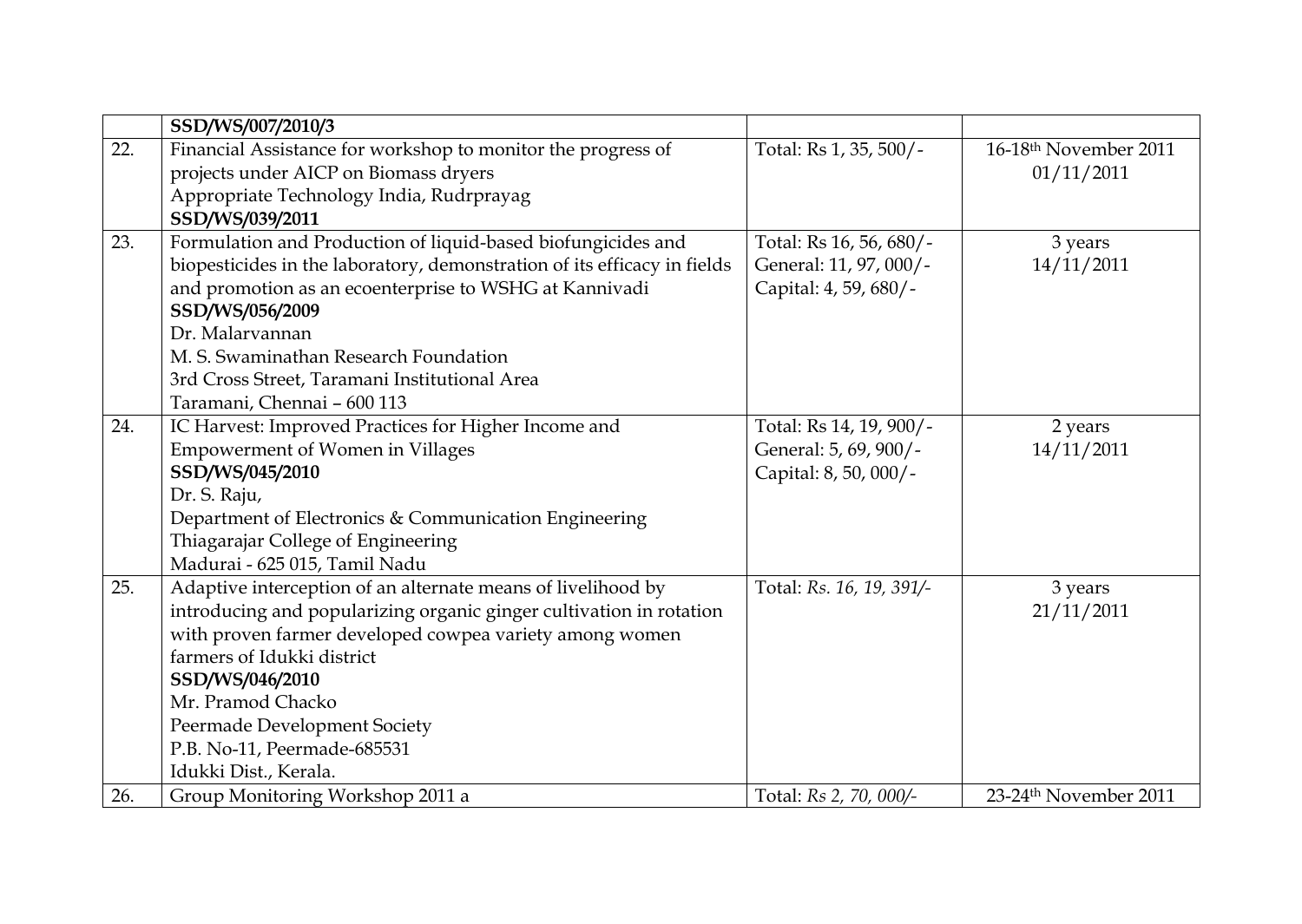| | | | |
|---|---|---|---|
| | **SSD/WS/007/2010/3** | | |
| 22. | Financial Assistance for workshop to monitor the progress of projects under AICP on Biomass dryers<br>Appropriate Technology India, Rudrprayag<br>**SSD/WS/039/2011** | Total: Rs 1, 35, 500/- | 16-18th November 2011<br>01/11/2011 |
| 23. | Formulation and Production of liquid-based biofungicides and biopesticides in the laboratory, demonstration of its efficacy in fields and promotion as an ecoenterprise to WSHG at Kannivadi<br>**SSD/WS/056/2009**<br>Dr. Malarvannan<br>M. S. Swaminathan Research Foundation<br>3rd Cross Street, Taramani Institutional Area<br>Taramani, Chennai – 600 113 | Total: Rs 16, 56, 680/-<br>General: 11, 97, 000/-<br>Capital: 4, 59, 680/- | 3 years<br>14/11/2011 |
| 24. | IC Harvest: Improved Practices for Higher Income and Empowerment of Women in Villages<br>**SSD/WS/045/2010**<br>Dr. S. Raju,<br>Department of Electronics & Communication Engineering<br>Thiagarajar College of Engineering<br>Madurai - 625 015, Tamil Nadu | Total: Rs 14, 19, 900/-<br>General: 5, 69, 900/-<br>Capital: 8, 50, 000/- | 2 years<br>14/11/2011 |
| 25. | Adaptive interception of an alternate means of livelihood by introducing and popularizing organic ginger cultivation in rotation with proven farmer developed cowpea variety among women farmers of Idukki district<br>**SSD/WS/046/2010**<br>Mr. Pramod Chacko<br>Peermade Development Society<br>P.B. No-11, Peermade-685531<br>Idukki Dist., Kerala. | Total: *Rs. 16, 19, 391/-* | 3 years<br>21/11/2011 |
| 26. | Group Monitoring Workshop 2011 a | Total: *Rs 2, 70, 000/-* | 23-24th November 2011 |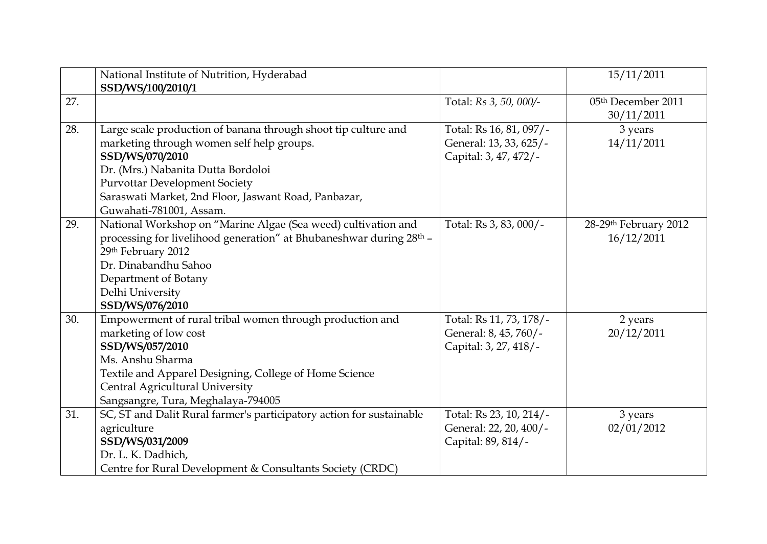| | | | |
|---|---|---|---|
| | National Institute of Nutrition, Hyderabad<br>**SSD/WS/100/2010/1** | | 15/11/2011 |
| 27. | | Total: *Rs 3, 50, 000/-* | 05th December 2011<br>30/11/2011 |
| 28. | Large scale production of banana through shoot tip culture and marketing through women self help groups.<br>**SSD/WS/070/2010**<br>Dr. (Mrs.) Nabanita Dutta Bordoloi<br>Purvottar Development Society<br>Saraswati Market, 2nd Floor, Jaswant Road, Panbazar, Guwahati-781001, Assam. | Total: Rs 16, 81, 097/-<br>General: 13, 33, 625/-<br>Capital: 3, 47, 472/- | 3 years<br>14/11/2011 |
| 29. | National Workshop on "Marine Algae (Sea weed) cultivation and processing for livelihood generation" at Bhubaneshwar during 28th – 29th February 2012<br>Dr. Dinabandhu Sahoo<br>Department of Botany<br>Delhi University<br>**SSD/WS/076/2010** | Total: Rs 3, 83, 000/- | 28-29th February 2012<br>16/12/2011 |
| 30. | Empowerment of rural tribal women through production and marketing of low cost<br>**SSD/WS/057/2010**<br>Ms. Anshu Sharma<br>Textile and Apparel Designing, College of Home Science<br>Central Agricultural University<br>Sangsangre, Tura, Meghalaya-794005 | Total: Rs 11, 73, 178/-<br>General: 8, 45, 760/-<br>Capital: 3, 27, 418/- | 2 years<br>20/12/2011 |
| 31. | SC, ST and Dalit Rural farmer's participatory action for sustainable agriculture<br>**SSD/WS/031/2009**<br>Dr. L. K. Dadhich,<br>Centre for Rural Development & Consultants Society (CRDC) | Total: Rs 23, 10, 214/-<br>General: 22, 20, 400/-<br>Capital: 89, 814/- | 3 years<br>02/01/2012 |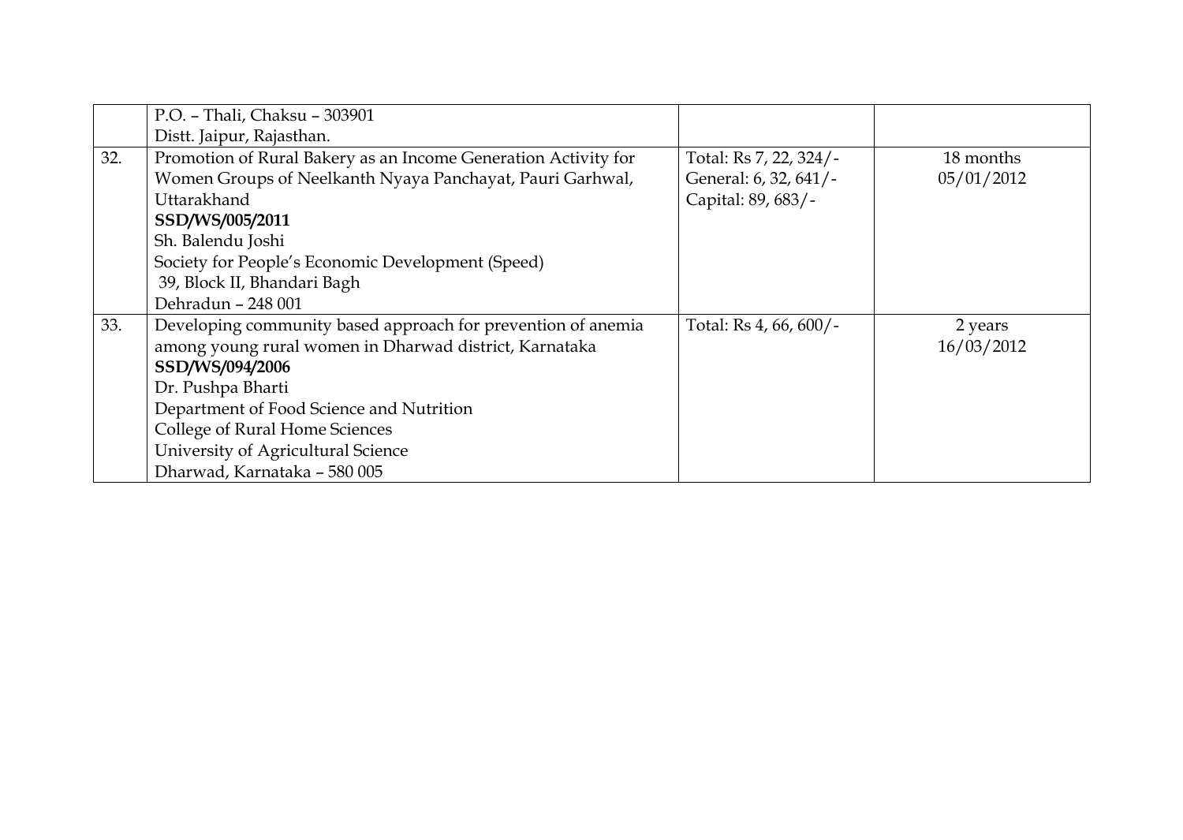| | | | |
|---|---|---|---|
| | P.O. – Thali, Chaksu – 303901<br>Distt. Jaipur, Rajasthan. | | |
| 32. | Promotion of Rural Bakery as an Income Generation Activity for Women Groups of Neelkanth Nyaya Panchayat, Pauri Garhwal, Uttarakhand<br>**SSD/WS/005/2011**<br>Sh. Balendu Joshi<br>Society for People's Economic Development (Speed)<br>39, Block II, Bhandari Bagh<br>Dehradun – 248 001 | Total: Rs 7, 22, 324/-<br>General: 6, 32, 641/-<br>Capital: 89, 683/- | 18 months<br>05/01/2012 |
| 33. | Developing community based approach for prevention of anemia among young rural women in Dharwad district, Karnataka<br>**SSD/WS/094/2006**<br>Dr. Pushpa Bharti<br>Department of Food Science and Nutrition<br>College of Rural Home Sciences<br>University of Agricultural Science<br>Dharwad, Karnataka – 580 005 | Total: Rs 4, 66, 600/- | 2 years<br>16/03/2012 |